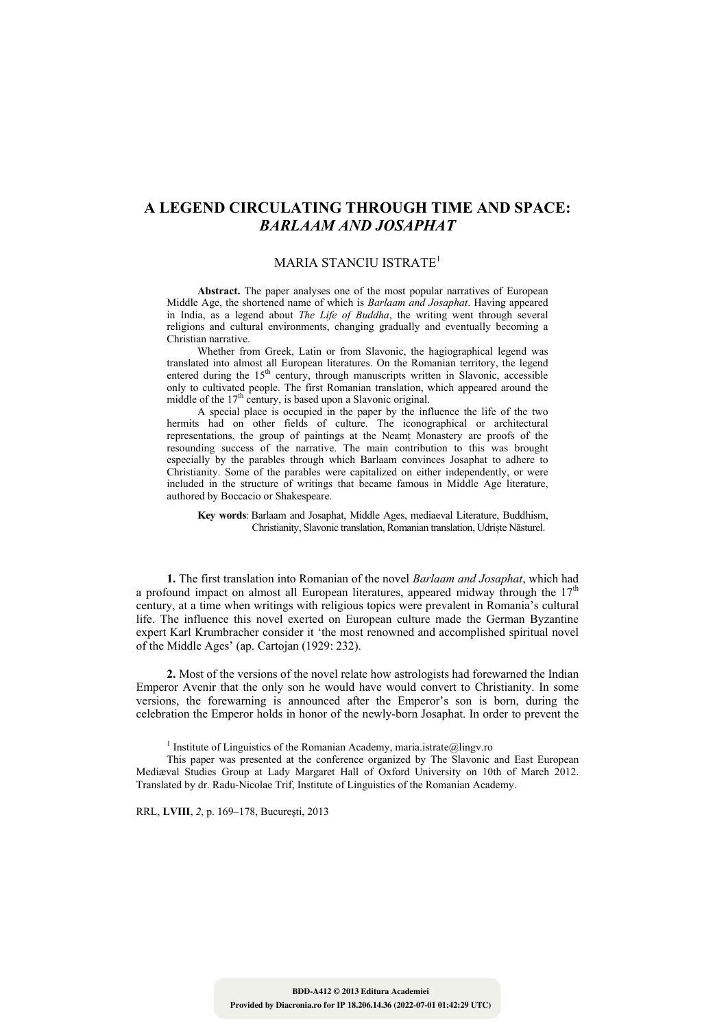# A LEGEND CIRCULATING THROUGH TIME AND SPACE: *BARLAAM AND JOSAPHAT*

MARIA STANCIU ISTRATE[1]

**Abstract.** The paper analyses one of the most popular narratives of European Middle Age, the shortened name of which is *Barlaam and Josaphat*. Having appeared in India, as a legend about *The Life of Buddha*, the writing went through several religions and cultural environments, changing gradually and eventually becoming a Christian narrative.

Whether from Greek, Latin or from Slavonic, the hagiographical legend was translated into almost all European literatures. On the Romanian territory, the legend entered during the 15th century, through manuscripts written in Slavonic, accessible only to cultivated people. The first Romanian translation, which appeared around the middle of the 17th century, is based upon a Slavonic original.

A special place is occupied in the paper by the influence the life of the two hermits had on other fields of culture. The iconographical or architectural representations, the group of paintings at the Neamț Monastery are proofs of the resounding success of the narrative. The main contribution to this was brought especially by the parables through which Barlaam convinces Josaphat to adhere to Christianity. Some of the parables were capitalized on either independently, or were included in the structure of writings that became famous in Middle Age literature, authored by Boccacio or Shakespeare.

**Key words**: Barlaam and Josaphat, Middle Ages, mediaeval Literature, Buddhism, Christianity, Slavonic translation, Romanian translation, Udriște Năsturel.

**1.** The first translation into Romanian of the novel *Barlaam and Josaphat*, which had a profound impact on almost all European literatures, appeared midway through the 17th century, at a time when writings with religious topics were prevalent in Romania's cultural life. The influence this novel exerted on European culture made the German Byzantine expert Karl Krumbracher consider it 'the most renowned and accomplished spiritual novel of the Middle Ages' (ap. Cartojan (1929: 232).

**2.** Most of the versions of the novel relate how astrologists had forewarned the Indian Emperor Avenir that the only son he would have would convert to Christianity. In some versions, the forewarning is announced after the Emperor's son is born, during the celebration the Emperor holds in honor of the newly-born Josaphat. In order to prevent the

[1] Institute of Linguistics of the Romanian Academy, maria.istrate@lingv.ro

This paper was presented at the conference organized by The Slavonic and East European Mediæval Studies Group at Lady Margaret Hall of Oxford University on 10th of March 2012. Translated by dr. Radu-Nicolae Trif, Institute of Linguistics of the Romanian Academy.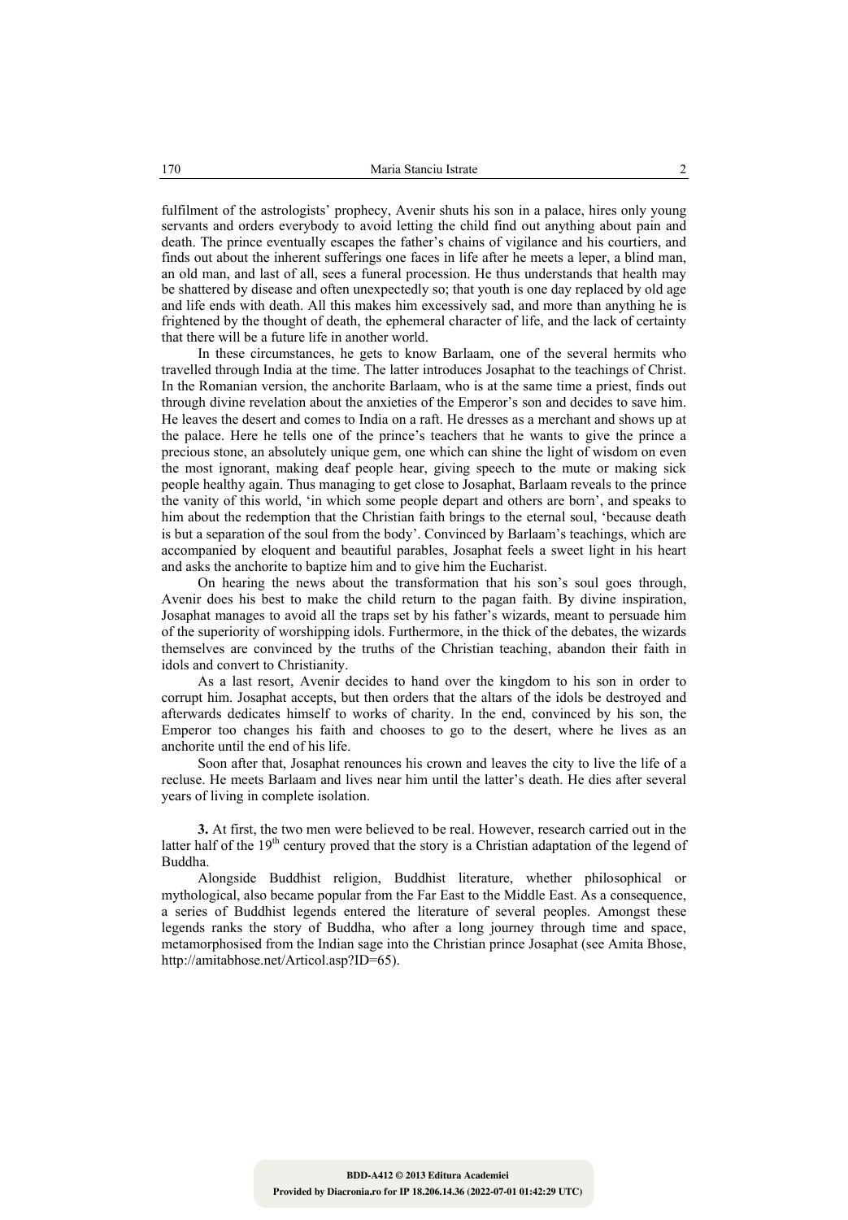fulfilment of the astrologists' prophecy, Avenir shuts his son in a palace, hires only young servants and orders everybody to avoid letting the child find out anything about pain and death. The prince eventually escapes the father's chains of vigilance and his courtiers, and finds out about the inherent sufferings one faces in life after he meets a leper, a blind man, an old man, and last of all, sees a funeral procession. He thus understands that health may be shattered by disease and often unexpectedly so; that youth is one day replaced by old age and life ends with death. All this makes him excessively sad, and more than anything he is frightened by the thought of death, the ephemeral character of life, and the lack of certainty that there will be a future life in another world.

In these circumstances, he gets to know Barlaam, one of the several hermits who travelled through India at the time. The latter introduces Josaphat to the teachings of Christ. In the Romanian version, the anchorite Barlaam, who is at the same time a priest, finds out through divine revelation about the anxieties of the Emperor's son and decides to save him. He leaves the desert and comes to India on a raft. He dresses as a merchant and shows up at the palace. Here he tells one of the prince's teachers that he wants to give the prince a precious stone, an absolutely unique gem, one which can shine the light of wisdom on even the most ignorant, making deaf people hear, giving speech to the mute or making sick people healthy again. Thus managing to get close to Josaphat, Barlaam reveals to the prince the vanity of this world, 'in which some people depart and others are born', and speaks to him about the redemption that the Christian faith brings to the eternal soul, 'because death is but a separation of the soul from the body'. Convinced by Barlaam's teachings, which are accompanied by eloquent and beautiful parables, Josaphat feels a sweet light in his heart and asks the anchorite to baptize him and to give him the Eucharist.

On hearing the news about the transformation that his son's soul goes through, Avenir does his best to make the child return to the pagan faith. By divine inspiration, Josaphat manages to avoid all the traps set by his father's wizards, meant to persuade him of the superiority of worshipping idols. Furthermore, in the thick of the debates, the wizards themselves are convinced by the truths of the Christian teaching, abandon their faith in idols and convert to Christianity.

As a last resort, Avenir decides to hand over the kingdom to his son in order to corrupt him. Josaphat accepts, but then orders that the altars of the idols be destroyed and afterwards dedicates himself to works of charity. In the end, convinced by his son, the Emperor too changes his faith and chooses to go to the desert, where he lives as an anchorite until the end of his life.

Soon after that, Josaphat renounces his crown and leaves the city to live the life of a recluse. He meets Barlaam and lives near him until the latter's death. He dies after several years of living in complete isolation.

**3.** At first, the two men were believed to be real. However, research carried out in the latter half of the 19th century proved that the story is a Christian adaptation of the legend of Buddha.

Alongside Buddhist religion, Buddhist literature, whether philosophical or mythological, also became popular from the Far East to the Middle East. As a consequence, a series of Buddhist legends entered the literature of several peoples. Amongst these legends ranks the story of Buddha, who after a long journey through time and space, metamorphosised from the Indian sage into the Christian prince Josaphat (see Amita Bhose, http://amitabhose.net/Articol.asp?ID=65).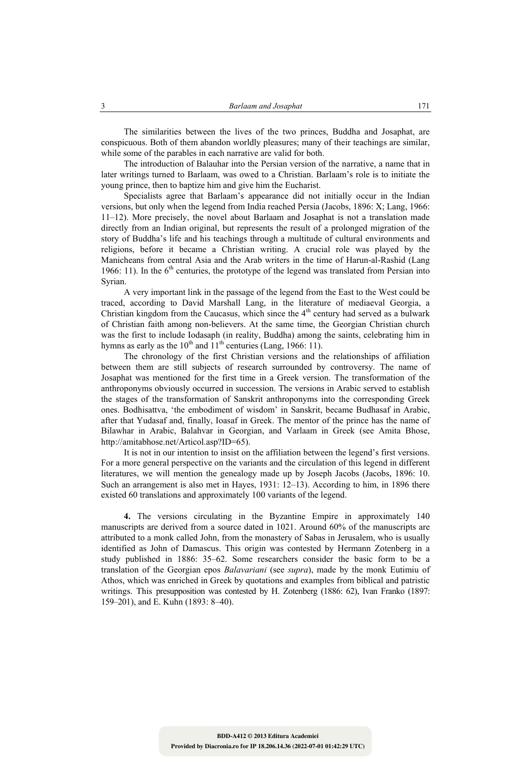The similarities between the lives of the two princes, Buddha and Josaphat, are conspicuous. Both of them abandon worldly pleasures; many of their teachings are similar, while some of the parables in each narrative are valid for both.

The introduction of Balauhar into the Persian version of the narrative, a name that in later writings turned to Barlaam, was owed to a Christian. Barlaam's role is to initiate the young prince, then to baptize him and give him the Eucharist.

Specialists agree that Barlaam's appearance did not initially occur in the Indian versions, but only when the legend from India reached Persia (Jacobs, 1896: X; Lang, 1966: 11–12). More precisely, the novel about Barlaam and Josaphat is not a translation made directly from an Indian original, but represents the result of a prolonged migration of the story of Buddha's life and his teachings through a multitude of cultural environments and religions, before it became a Christian writing. A crucial role was played by the Manicheans from central Asia and the Arab writers in the time of Harun-al-Rashid (Lang 1966: 11). In the 6th centuries, the prototype of the legend was translated from Persian into Syrian.

A very important link in the passage of the legend from the East to the West could be traced, according to David Marshall Lang, in the literature of mediaeval Georgia, a Christian kingdom from the Caucasus, which since the 4th century had served as a bulwark of Christian faith among non-believers. At the same time, the Georgian Christian church was the first to include Iodasaph (in reality, Buddha) among the saints, celebrating him in hymns as early as the 10th and 11th centuries (Lang, 1966: 11).

The chronology of the first Christian versions and the relationships of affiliation between them are still subjects of research surrounded by controversy. The name of Josaphat was mentioned for the first time in a Greek version. The transformation of the anthroponyms obviously occurred in succession. The versions in Arabic served to establish the stages of the transformation of Sanskrit anthroponyms into the corresponding Greek ones. Bodhisattva, 'the embodiment of wisdom' in Sanskrit, became Budhasaf in Arabic, after that Yudasaf and, finally, Ioasaf in Greek. The mentor of the prince has the name of Bilawhar in Arabic, Balahvar in Georgian, and Varlaam in Greek (see Amita Bhose, http://amitabhose.net/Articol.asp?ID=65).

It is not in our intention to insist on the affiliation between the legend's first versions. For a more general perspective on the variants and the circulation of this legend in different literatures, we will mention the genealogy made up by Joseph Jacobs (Jacobs, 1896: 10. Such an arrangement is also met in Hayes, 1931: 12–13). According to him, in 1896 there existed 60 translations and approximately 100 variants of the legend.

**4.** The versions circulating in the Byzantine Empire in approximately 140 manuscripts are derived from a source dated in 1021. Around 60% of the manuscripts are attributed to a monk called John, from the monastery of Sabas in Jerusalem, who is usually identified as John of Damascus. This origin was contested by Hermann Zotenberg in a study published in 1886: 35–62. Some researchers consider the basic form to be a translation of the Georgian epos *Balavariani* (see *supra*), made by the monk Eutimiu of Athos, which was enriched in Greek by quotations and examples from biblical and patristic writings. This presupposition was contested by H. Zotenberg (1886: 62), Ivan Franko (1897: 159–201), and E. Kuhn (1893: 8–40).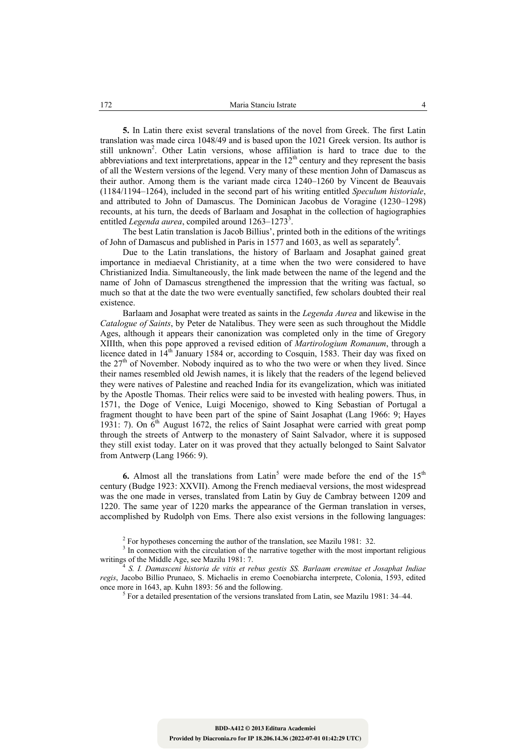**5.** In Latin there exist several translations of the novel from Greek. The first Latin translation was made circa 1048/49 and is based upon the 1021 Greek version. Its author is still unknown[2]. Other Latin versions, whose affiliation is hard to trace due to the abbreviations and text interpretations, appear in the 12th century and they represent the basis of all the Western versions of the legend. Very many of these mention John of Damascus as their author. Among them is the variant made circa 1240–1260 by Vincent de Beauvais (1184/1194–1264), included in the second part of his writing entitled *Speculum historiale*, and attributed to John of Damascus. The Dominican Jacobus de Voragine (1230–1298) recounts, at his turn, the deeds of Barlaam and Josaphat in the collection of hagiographies entitled *Legenda aurea*, compiled around 1263–1273[3].

The best Latin translation is Jacob Billius', printed both in the editions of the writings of John of Damascus and published in Paris in 1577 and 1603, as well as separately[4].

Due to the Latin translations, the history of Barlaam and Josaphat gained great importance in mediaeval Christianity, at a time when the two were considered to have Christianized India. Simultaneously, the link made between the name of the legend and the name of John of Damascus strengthened the impression that the writing was factual, so much so that at the date the two were eventually sanctified, few scholars doubted their real existence.

Barlaam and Josaphat were treated as saints in the *Legenda Aurea* and likewise in the *Catalogue of Saints*, by Peter de Natalibus. They were seen as such throughout the Middle Ages, although it appears their canonization was completed only in the time of Gregory XIIIth, when this pope approved a revised edition of *Martirologium Romanum*, through a licence dated in 14th January 1584 or, according to Cosquin, 1583. Their day was fixed on the 27th of November. Nobody inquired as to who the two were or when they lived. Since their names resembled old Jewish names, it is likely that the readers of the legend believed they were natives of Palestine and reached India for its evangelization, which was initiated by the Apostle Thomas. Their relics were said to be invested with healing powers. Thus, in 1571, the Doge of Venice, Luigi Mocenigo, showed to King Sebastian of Portugal a fragment thought to have been part of the spine of Saint Josaphat (Lang 1966: 9; Hayes 1931: 7). On 6th August 1672, the relics of Saint Josaphat were carried with great pomp through the streets of Antwerp to the monastery of Saint Salvador, where it is supposed they still exist today. Later on it was proved that they actually belonged to Saint Salvator from Antwerp (Lang 1966: 9).

**6.** Almost all the translations from Latin[5] were made before the end of the 15th century (Budge 1923: XXVII). Among the French mediaeval versions, the most widespread was the one made in verses, translated from Latin by Guy de Cambray between 1209 and 1220. The same year of 1220 marks the appearance of the German translation in verses, accomplished by Rudolph von Ems. There also exist versions in the following languages:

[2] For hypotheses concerning the author of the translation, see Mazilu 1981: 32.

[3] In connection with the circulation of the narrative together with the most important religious writings of the Middle Age, see Mazilu 1981: 7.

[4] *S. I. Damasceni historia de vitis et rebus gestis SS. Barlaam eremitae et Josaphat Indiae regis*, Jacobo Billio Prunaeo, S. Michaelis in eremo Coenobiarcha interprete, Colonia, 1593, edited once more in 1643, ap. Kuhn 1893: 56 and the following.

[5] For a detailed presentation of the versions translated from Latin, see Mazilu 1981: 34–44.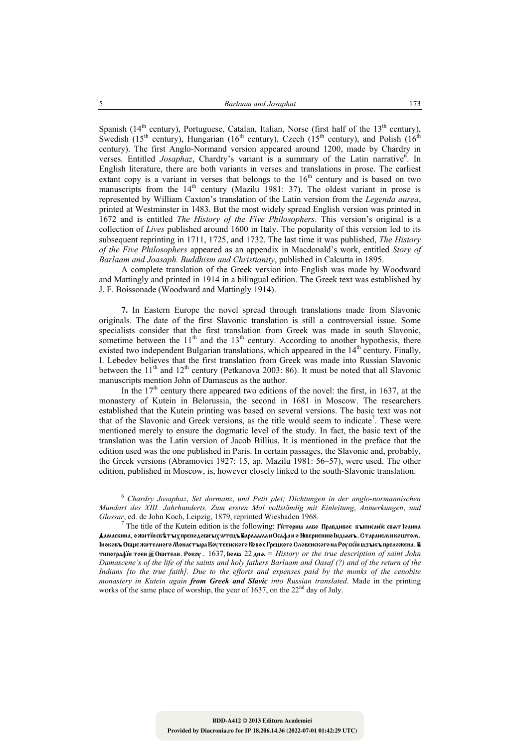Spanish (14th century), Portuguese, Catalan, Italian, Norse (first half of the 13th century), Swedish (15th century), Hungarian (16th century), Czech (15th century), and Polish (16th century). The first Anglo-Normand version appeared around 1200, made by Chardry in verses. Entitled *Josaphaz*, Chardry's variant is a summary of the Latin narrative[6]. In English literature, there are both variants in verses and translations in prose. The earliest extant copy is a variant in verses that belongs to the 16th century and is based on two manuscripts from the 14th century (Mazilu 1981: 37). The oldest variant in prose is represented by William Caxton's translation of the Latin version from the *Legenda aurea*, printed at Westminster in 1483. But the most widely spread English version was printed in 1672 and is entitled *The History of the Five Philosophers*. This version's original is a collection of *Lives* published around 1600 in Italy. The popularity of this version led to its subsequent reprinting in 1711, 1725, and 1732. The last time it was published, *The History of the Five Philosophers* appeared as an appendix in Macdonald's work, entitled *Story of Barlaam and Joasaph. Buddhism and Christianity*, published in Calcutta in 1895.

A complete translation of the Greek version into English was made by Woodward and Mattingly and printed in 1914 in a bilingual edition. The Greek text was established by J. F. Boissonade (Woodward and Mattingly 1914).

**7.** In Eastern Europe the novel spread through translations made from Slavonic originals. The date of the first Slavonic translation is still a controversial issue. Some specialists consider that the first translation from Greek was made in south Slavonic, sometime between the 11th and the 13th century. According to another hypothesis, there existed two independent Bulgarian translations, which appeared in the 14th century. Finally, I. Lebedev believes that the first translation from Greek was made into Russian Slavonic between the 11th and 12th century (Petkanova 2003: 86). It must be noted that all Slavonic manuscripts mention John of Damascus as the author.

In the 17th century there appeared two editions of the novel: the first, in 1637, at the monastery of Kutein in Belorussia, the second in 1681 in Moscow. The researchers established that the Kutein printing was based on several versions. The basic text was not that of the Slavonic and Greek versions, as the title would seem to indicate[7]. These were mentioned merely to ensure the dogmatic level of the study. In fact, the basic text of the translation was the Latin version of Jacob Billius. It is mentioned in the preface that the edition used was the one published in Paris. In certain passages, the Slavonic and, probably, the Greek versions (Abramovici 1927: 15, ap. Mazilu 1981: 56–57), were used. The other edition, published in Moscow, is, however closely linked to the south-Slavonic translation.

---

[6] *Chardry Josaphaz*, *Set dormanz*, *und Petit plet; Dichtungen in der anglo-normannischen Mundart des XIII. Jahrhunderts. Zum ersten Mal vollständig mit Einleitung*, *Anmerkungen*, *und Glossar*, ed. de John Koch, Leipzig, 1879, reprinted Wiesbaden 1968.

[7] The title of the Kutein edition is the following: Гі́сторіа албо Правдивое въписаніе свѧт Іоанна Дамаскина, о житїи свѣтых преподобных ѡтецъ Варлаама и Осафа и о Навернению Індыанъ. Старанем и коштом. Іноковъ Общежителного Монастыра Кутеенского Новоє Грецкого Словенского на Руский ıазыкъ преложена. В типографїи тоеи ж Обители. Року. 1637, Іюлıа 22 днѧ = *History or the true description of saint John Damascene's of the life of the saints and holy fathers Barlaam and Oasaf (?) and of the return of the Indians [to the true faith]. Due to the efforts and expenses paid by the monks of the cenobite monastery in Kutein again* ***from Greek and Slavic*** *into Russian translated*. Made in the printing works of the same place of worship, the year of 1637, on the 22nd day of July.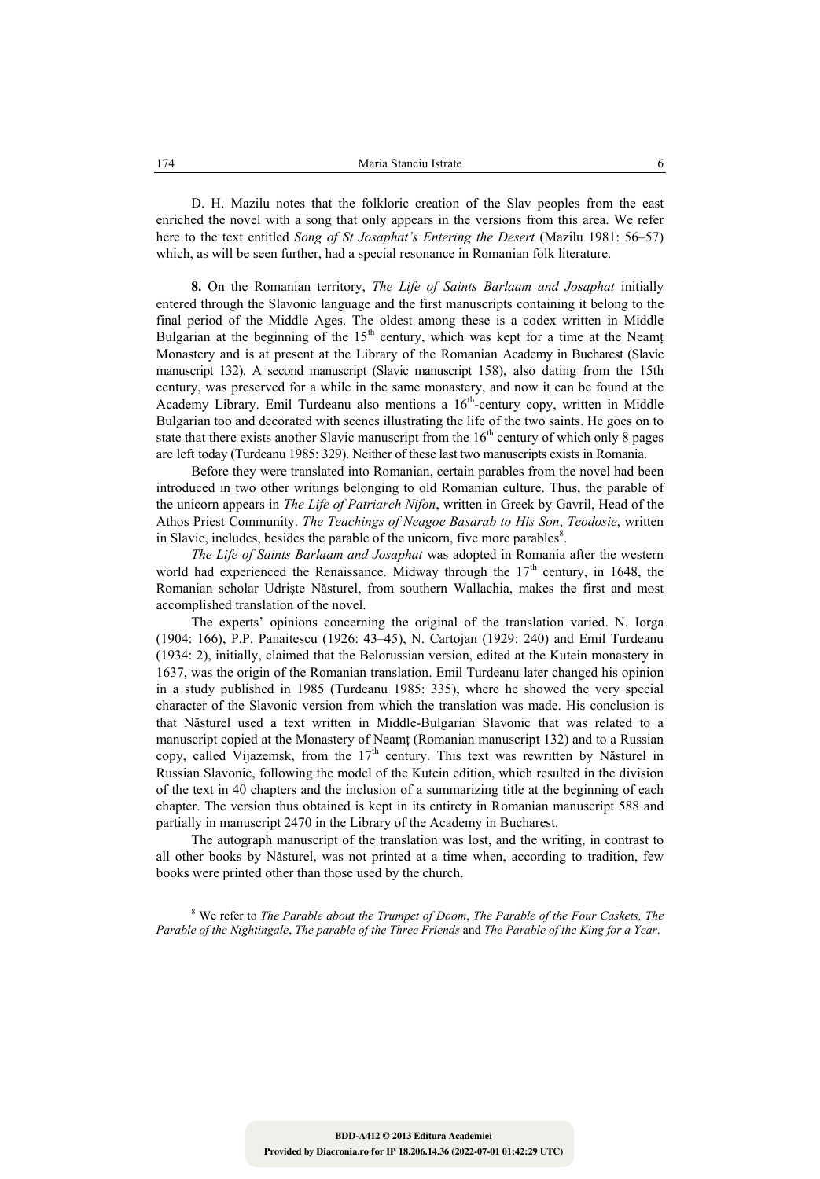D. H. Mazilu notes that the folkloric creation of the Slav peoples from the east enriched the novel with a song that only appears in the versions from this area. We refer here to the text entitled *Song of St Josaphat's Entering the Desert* (Mazilu 1981: 56–57) which, as will be seen further, had a special resonance in Romanian folk literature.

**8.** On the Romanian territory, *The Life of Saints Barlaam and Josaphat* initially entered through the Slavonic language and the first manuscripts containing it belong to the final period of the Middle Ages. The oldest among these is a codex written in Middle Bulgarian at the beginning of the 15th century, which was kept for a time at the Neamț Monastery and is at present at the Library of the Romanian Academy in Bucharest (Slavic manuscript 132). A second manuscript (Slavic manuscript 158), also dating from the 15th century, was preserved for a while in the same monastery, and now it can be found at the Academy Library. Emil Turdeanu also mentions a 16th-century copy, written in Middle Bulgarian too and decorated with scenes illustrating the life of the two saints. He goes on to state that there exists another Slavic manuscript from the 16th century of which only 8 pages are left today (Turdeanu 1985: 329). Neither of these last two manuscripts exists in Romania.

Before they were translated into Romanian, certain parables from the novel had been introduced in two other writings belonging to old Romanian culture. Thus, the parable of the unicorn appears in *The Life of Patriarch Nifon*, written in Greek by Gavril, Head of the Athos Priest Community. *The Teachings of Neagoe Basarab to His Son*, *Teodosie*, written in Slavic, includes, besides the parable of the unicorn, five more parables[8].

*The Life of Saints Barlaam and Josaphat* was adopted in Romania after the western world had experienced the Renaissance. Midway through the 17th century, in 1648, the Romanian scholar Udrişte Năsturel, from southern Wallachia, makes the first and most accomplished translation of the novel.

The experts' opinions concerning the original of the translation varied. N. Iorga (1904: 166), P.P. Panaitescu (1926: 43–45), N. Cartojan (1929: 240) and Emil Turdeanu (1934: 2), initially, claimed that the Belorussian version, edited at the Kutein monastery in 1637, was the origin of the Romanian translation. Emil Turdeanu later changed his opinion in a study published in 1985 (Turdeanu 1985: 335), where he showed the very special character of the Slavonic version from which the translation was made. His conclusion is that Năsturel used a text written in Middle-Bulgarian Slavonic that was related to a manuscript copied at the Monastery of Neamț (Romanian manuscript 132) and to a Russian copy, called Vijazemsk, from the 17th century. This text was rewritten by Năsturel in Russian Slavonic, following the model of the Kutein edition, which resulted in the division of the text in 40 chapters and the inclusion of a summarizing title at the beginning of each chapter. The version thus obtained is kept in its entirety in Romanian manuscript 588 and partially in manuscript 2470 in the Library of the Academy in Bucharest.

The autograph manuscript of the translation was lost, and the writing, in contrast to all other books by Năsturel, was not printed at a time when, according to tradition, few books were printed other than those used by the church.

[8] We refer to *The Parable about the Trumpet of Doom*, *The Parable of the Four Caskets, The Parable of the Nightingale*, *The parable of the Three Friends* and *The Parable of the King for a Year*.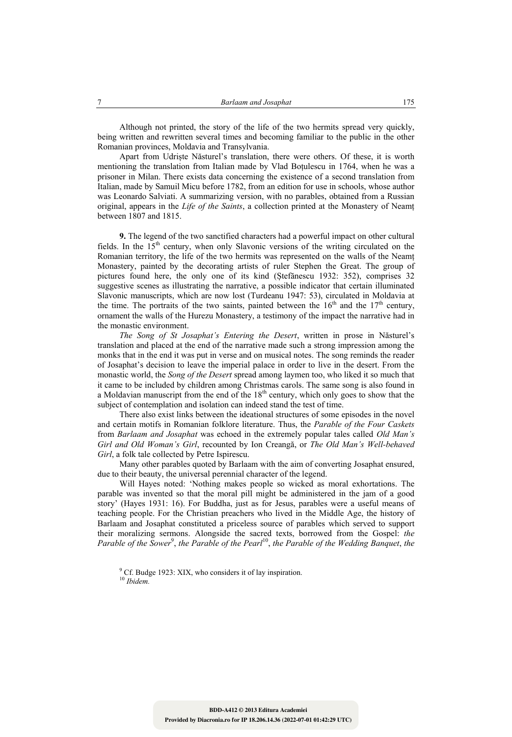Although not printed, the story of the life of the two hermits spread very quickly, being written and rewritten several times and becoming familiar to the public in the other Romanian provinces, Moldavia and Transylvania.

Apart from Udriște Năsturel's translation, there were others. Of these, it is worth mentioning the translation from Italian made by Vlad Boțulescu in 1764, when he was a prisoner in Milan. There exists data concerning the existence of a second translation from Italian, made by Samuil Micu before 1782, from an edition for use in schools, whose author was Leonardo Salviati. A summarizing version, with no parables, obtained from a Russian original, appears in the *Life of the Saints*, a collection printed at the Monastery of Neamț between 1807 and 1815.

**9.** The legend of the two sanctified characters had a powerful impact on other cultural fields. In the 15th century, when only Slavonic versions of the writing circulated on the Romanian territory, the life of the two hermits was represented on the walls of the Neamț Monastery, painted by the decorating artists of ruler Stephen the Great. The group of pictures found here, the only one of its kind (Ștefănescu 1932: 352), comprises 32 suggestive scenes as illustrating the narrative, a possible indicator that certain illuminated Slavonic manuscripts, which are now lost (Turdeanu 1947: 53), circulated in Moldavia at the time. The portraits of the two saints, painted between the 16th and the 17th century, ornament the walls of the Hurezu Monastery, a testimony of the impact the narrative had in the monastic environment.

*The Song of St Josaphat's Entering the Desert*, written in prose in Năsturel's translation and placed at the end of the narrative made such a strong impression among the monks that in the end it was put in verse and on musical notes. The song reminds the reader of Josaphat's decision to leave the imperial palace in order to live in the desert. From the monastic world, the *Song of the Desert* spread among laymen too, who liked it so much that it came to be included by children among Christmas carols. The same song is also found in a Moldavian manuscript from the end of the 18th century, which only goes to show that the subject of contemplation and isolation can indeed stand the test of time.

There also exist links between the ideational structures of some episodes in the novel and certain motifs in Romanian folklore literature. Thus, the *Parable of the Four Caskets* from *Barlaam and Josaphat* was echoed in the extremely popular tales called *Old Man's Girl and Old Woman's Girl*, recounted by Ion Creangă, or *The Old Man's Well-behaved Girl*, a folk tale collected by Petre Ispirescu.

Many other parables quoted by Barlaam with the aim of converting Josaphat ensured, due to their beauty, the universal perennial character of the legend.

Will Hayes noted: 'Nothing makes people so wicked as moral exhortations. The parable was invented so that the moral pill might be administered in the jam of a good story' (Hayes 1931: 16). For Buddha, just as for Jesus, parables were a useful means of teaching people. For the Christian preachers who lived in the Middle Age, the history of Barlaam and Josaphat constituted a priceless source of parables which served to support their moralizing sermons. Alongside the sacred texts, borrowed from the Gospel: *the Parable of the Sower*[9], *the Parable of the Pearl*[10], *the Parable of the Wedding Banquet*, *the*

[9] Cf. Budge 1923: XIX, who considers it of lay inspiration.

[10] *Ibidem.*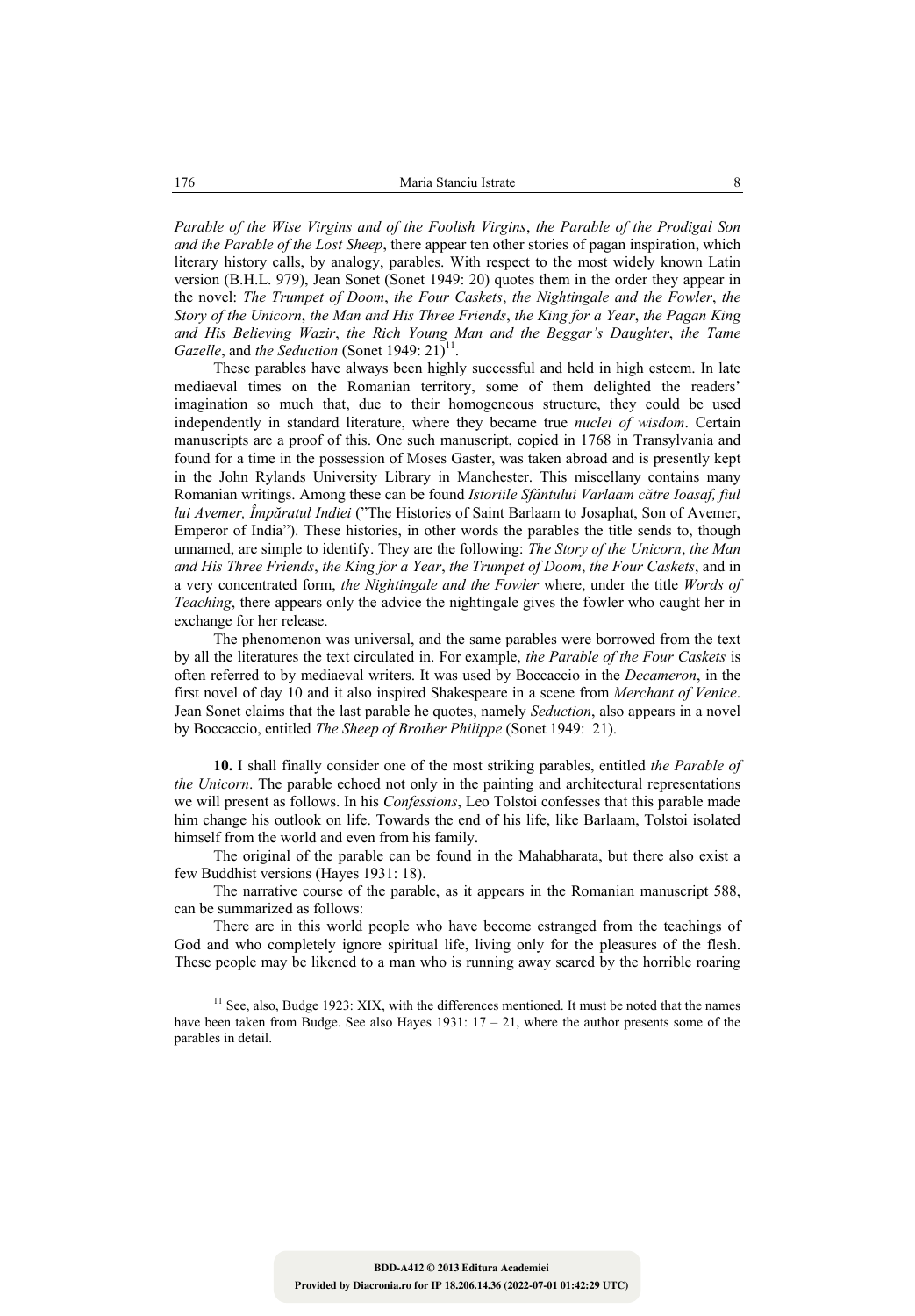*Parable of the Wise Virgins and of the Foolish Virgins*, *the Parable of the Prodigal Son and the Parable of the Lost Sheep*, there appear ten other stories of pagan inspiration, which literary history calls, by analogy, parables. With respect to the most widely known Latin version (B.H.L. 979), Jean Sonet (Sonet 1949: 20) quotes them in the order they appear in the novel: *The Trumpet of Doom*, *the Four Caskets*, *the Nightingale and the Fowler*, *the Story of the Unicorn*, *the Man and His Three Friends*, *the King for a Year*, *the Pagan King and His Believing Wazir*, *the Rich Young Man and the Beggar's Daughter*, *the Tame Gazelle*, and *the Seduction* (Sonet 1949: 21)[11].

These parables have always been highly successful and held in high esteem. In late mediaeval times on the Romanian territory, some of them delighted the readers' imagination so much that, due to their homogeneous structure, they could be used independently in standard literature, where they became true *nuclei of wisdom*. Certain manuscripts are a proof of this. One such manuscript, copied in 1768 in Transylvania and found for a time in the possession of Moses Gaster, was taken abroad and is presently kept in the John Rylands University Library in Manchester. This miscellany contains many Romanian writings. Among these can be found *Istoriile Sfântului Varlaam către Ioasaf, fiul lui Avemer, Împăratul Indiei* ("The Histories of Saint Barlaam to Josaphat, Son of Avemer, Emperor of India"). These histories, in other words the parables the title sends to, though unnamed, are simple to identify. They are the following: *The Story of the Unicorn*, *the Man and His Three Friends*, *the King for a Year*, *the Trumpet of Doom*, *the Four Caskets*, and in a very concentrated form, *the Nightingale and the Fowler* where, under the title *Words of Teaching*, there appears only the advice the nightingale gives the fowler who caught her in exchange for her release.

The phenomenon was universal, and the same parables were borrowed from the text by all the literatures the text circulated in. For example, *the Parable of the Four Caskets* is often referred to by mediaeval writers. It was used by Boccaccio in the *Decameron*, in the first novel of day 10 and it also inspired Shakespeare in a scene from *Merchant of Venice*. Jean Sonet claims that the last parable he quotes, namely *Seduction*, also appears in a novel by Boccaccio, entitled *The Sheep of Brother Philippe* (Sonet 1949: 21).

**10.** I shall finally consider one of the most striking parables, entitled *the Parable of the Unicorn*. The parable echoed not only in the painting and architectural representations we will present as follows. In his *Confessions*, Leo Tolstoi confesses that this parable made him change his outlook on life. Towards the end of his life, like Barlaam, Tolstoi isolated himself from the world and even from his family.

The original of the parable can be found in the Mahabharata, but there also exist a few Buddhist versions (Hayes 1931: 18).

The narrative course of the parable, as it appears in the Romanian manuscript 588, can be summarized as follows:

There are in this world people who have become estranged from the teachings of God and who completely ignore spiritual life, living only for the pleasures of the flesh. These people may be likened to a man who is running away scared by the horrible roaring

[11] See, also, Budge 1923: XIX, with the differences mentioned. It must be noted that the names have been taken from Budge. See also Hayes 1931: 17 – 21, where the author presents some of the parables in detail.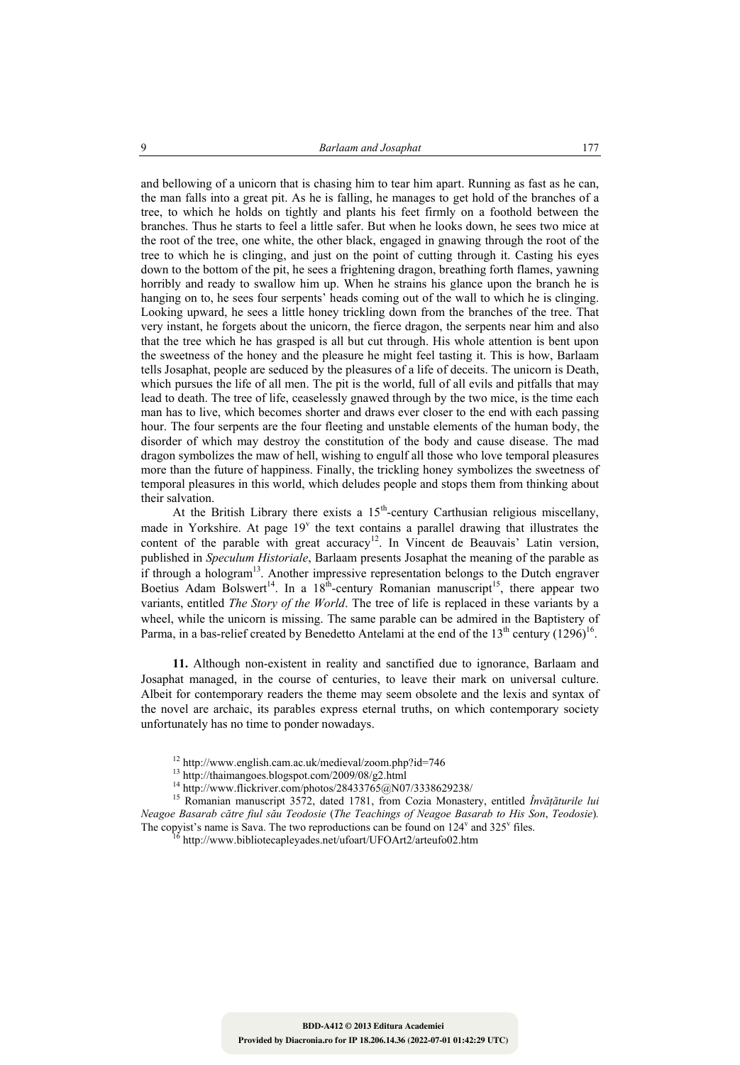and bellowing of a unicorn that is chasing him to tear him apart. Running as fast as he can, the man falls into a great pit. As he is falling, he manages to get hold of the branches of a tree, to which he holds on tightly and plants his feet firmly on a foothold between the branches. Thus he starts to feel a little safer. But when he looks down, he sees two mice at the root of the tree, one white, the other black, engaged in gnawing through the root of the tree to which he is clinging, and just on the point of cutting through it. Casting his eyes down to the bottom of the pit, he sees a frightening dragon, breathing forth flames, yawning horribly and ready to swallow him up. When he strains his glance upon the branch he is hanging on to, he sees four serpents' heads coming out of the wall to which he is clinging. Looking upward, he sees a little honey trickling down from the branches of the tree. That very instant, he forgets about the unicorn, the fierce dragon, the serpents near him and also that the tree which he has grasped is all but cut through. His whole attention is bent upon the sweetness of the honey and the pleasure he might feel tasting it. This is how, Barlaam tells Josaphat, people are seduced by the pleasures of a life of deceits. The unicorn is Death, which pursues the life of all men. The pit is the world, full of all evils and pitfalls that may lead to death. The tree of life, ceaselessly gnawed through by the two mice, is the time each man has to live, which becomes shorter and draws ever closer to the end with each passing hour. The four serpents are the four fleeting and unstable elements of the human body, the disorder of which may destroy the constitution of the body and cause disease. The mad dragon symbolizes the maw of hell, wishing to engulf all those who love temporal pleasures more than the future of happiness. Finally, the trickling honey symbolizes the sweetness of temporal pleasures in this world, which deludes people and stops them from thinking about their salvation.

At the British Library there exists a 15th-century Carthusian religious miscellany, made in Yorkshire. At page 19v the text contains a parallel drawing that illustrates the content of the parable with great accuracy[12]. In Vincent de Beauvais' Latin version, published in *Speculum Historiale*, Barlaam presents Josaphat the meaning of the parable as if through a hologram[13]. Another impressive representation belongs to the Dutch engraver Boetius Adam Bolswert[14]. In a 18th-century Romanian manuscript[15], there appear two variants, entitled *The Story of the World*. The tree of life is replaced in these variants by a wheel, while the unicorn is missing. The same parable can be admired in the Baptistery of Parma, in a bas-relief created by Benedetto Antelami at the end of the 13th century (1296)[16].

**11.** Although non-existent in reality and sanctified due to ignorance, Barlaam and Josaphat managed, in the course of centuries, to leave their mark on universal culture. Albeit for contemporary readers the theme may seem obsolete and the lexis and syntax of the novel are archaic, its parables express eternal truths, on which contemporary society unfortunately has no time to ponder nowadays.

---

[12] http://www.english.cam.ac.uk/medieval/zoom.php?id=746

[13] http://thaimangoes.blogspot.com/2009/08/g2.html

[14] http://www.flickriver.com/photos/28433765@N07/3338629238/

[15] Romanian manuscript 3572, dated 1781, from Cozia Monastery, entitled *Învățăturile lui Neagoe Basarab către fiul său Teodosie* (*The Teachings of Neagoe Basarab to His Son*, *Teodosie*). The copyist's name is Sava. The two reproductions can be found on 124v and 325v files.

[16] http://www.bibliotecapleyades.net/ufoart/UFOArt2/arteufo02.htm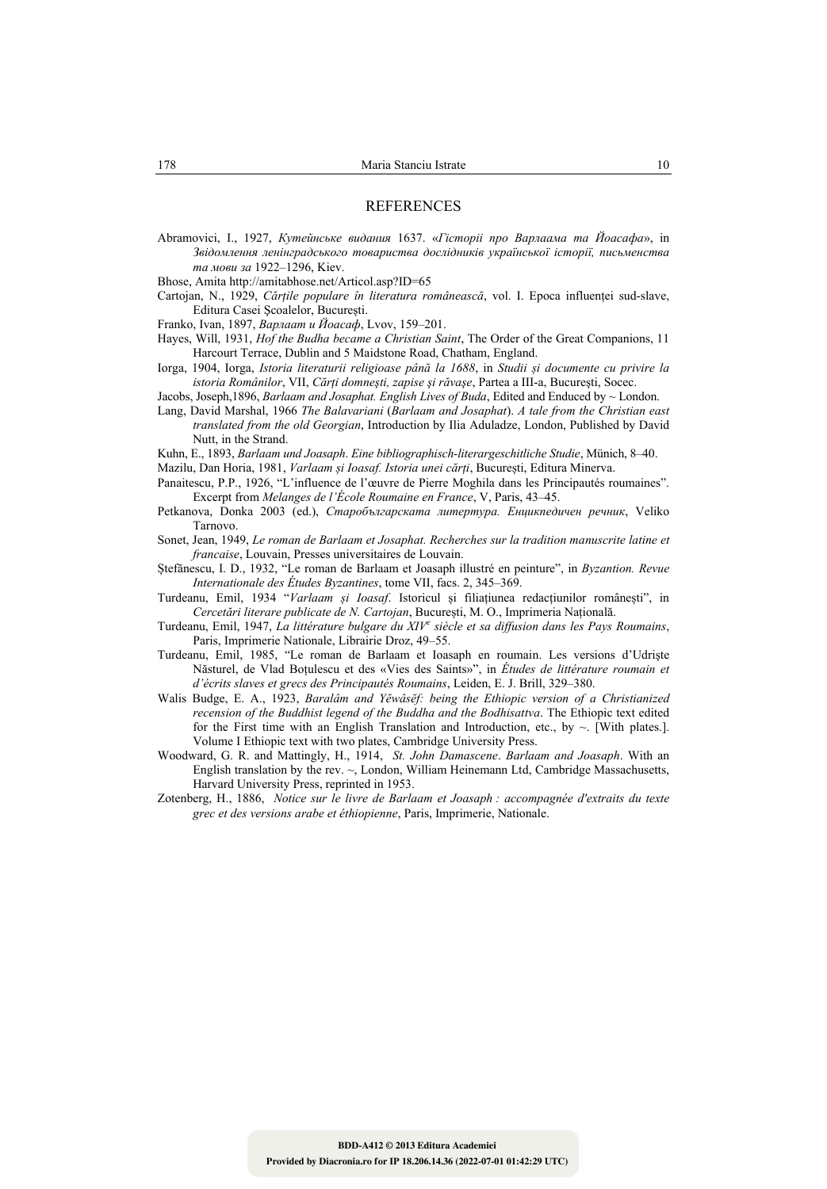## REFERENCES

Abramovici, I., 1927, *Кутейнське видання* 1637. «*Гісторії про Варлаама та Йоасафа*», in *Звідомлення ленінградського товариства дослідників української історії, письменства та мови за* 1922–1296, Kiev.

Bhose, Amita http://amitabhose.net/Articol.asp?ID=65

Cartojan, N., 1929, *Cărțile populare în literatura românească*, vol. I. Epoca influenței sud-slave, Editura Casei Școalelor, București.

Franko, Ivan, 1897, *Варлаат и Йоасаф*, Lvov, 159–201.

Hayes, Will, 1931, *Hof the Budha became a Christian Saint*, The Order of the Great Companions, 11 Harcourt Terrace, Dublin and 5 Maidstone Road, Chatham, England.

Iorga, 1904, Iorga, *Istoria literaturii religioase până la 1688*, in *Studii și documente cu privire la istoria Românilor*, VII, *Cărți domnești, zapise și răvașe*, Partea a III-a, București, Socec.

Jacobs, Joseph,1896, *Barlaam and Josaphat. English Lives of Buda*, Edited and Enduced by ~ London.

Lang, David Marshal, 1966 *The Balavariani* (*Barlaam and Josaphat*). *A tale from the Christian east translated from the old Georgian*, Introduction by Ilia Aduladze, London, Published by David Nutt, in the Strand.

Kuhn, E., 1893, *Barlaam und Joasaph*. *Eine bibliographisch-literargeschitliche Studie*, Münich, 8–40.

Mazilu, Dan Horia, 1981, *Varlaam și Ioasaf. Istoria unei cărți*, București, Editura Minerva.

Panaitescu, P.P., 1926, "L'influence de l'œuvre de Pierre Moghila dans les Principautés roumaines". Excerpt from *Melanges de l'École Roumaine en France*, V, Paris, 43–45.

Petkanova, Donka 2003 (ed.), *Старобългарската литертура. Енциклпедичен речник*, Veliko Tarnovo.

Sonet, Jean, 1949, *Le roman de Barlaam et Josaphat. Recherches sur la tradition manuscrite latine et francaise*, Louvain, Presses universitaires de Louvain.

Ștefănescu, I. D., 1932, "Le roman de Barlaam et Joasaph illustré en peinture", in *Byzantion. Revue Internationale des Études Byzantines*, tome VII, facs. 2, 345–369.

Turdeanu, Emil, 1934 "*Varlaam și Ioasaf*. Istoricul și filiațiunea redacțiunilor românești", in *Cercetări literare publicate de N. Cartojan*, București, M. O., Imprimeria Națională.

Turdeanu, Emil, 1947, *La littérature bulgare du XIV^e siècle et sa diffusion dans les Pays Roumains*, Paris, Imprimerie Nationale, Librairie Droz, 49–55.

Turdeanu, Emil, 1985, "Le roman de Barlaam et Ioasaph en roumain. Les versions d'Udriște Năsturel, de Vlad Boțulescu et des «Vies des Saints»", in *Études de littérature roumain et d'écrits slaves et grecs des Principautés Roumains*, Leiden, E. J. Brill, 329–380.

Walis Budge, E. A., 1923, *Baralâm and Yĕwâsĕf: being the Ethiopic version of a Christianized recension of the Buddhist legend of the Buddha and the Bodhisattva*. The Ethiopic text edited for the First time with an English Translation and Introduction, etc., by ~. [With plates.]. Volume I Ethiopic text with two plates, Cambridge University Press.

Woodward, G. R. and Mattingly, H., 1914, *St. John Damascene*. *Barlaam and Joasaph*. With an English translation by the rev. ~, London, William Heinemann Ltd, Cambridge Massachusetts, Harvard University Press, reprinted in 1953.

Zotenberg, H., 1886, *Notice sur le livre de Barlaam et Joasaph : accompagnée d'extraits du texte grec et des versions arabe et éthiopienne*, Paris, Imprimerie, Nationale.